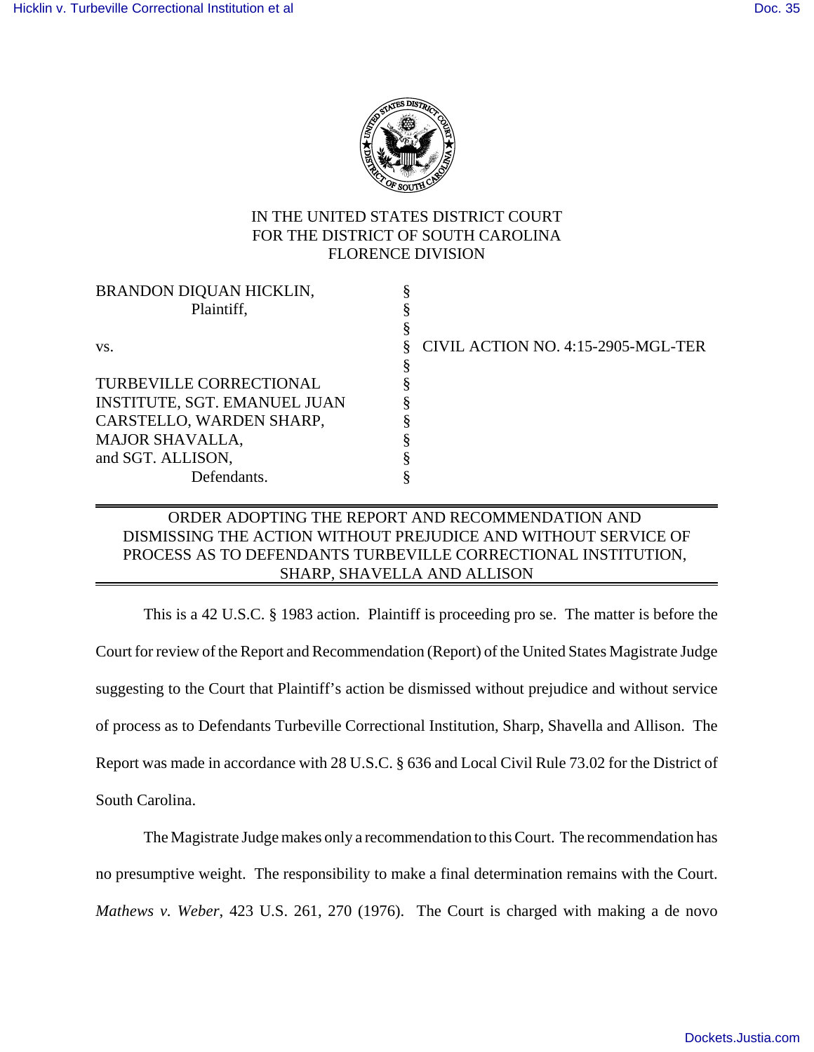IN THE UNITED STATES DISTRICT COURT
FOR THE DISTRICT OF SOUTH CAROLINA
FLORENCE DIVISION

| | | |
|---|---|---|
| BRANDON DIQUAN HICKLIN, Plaintiff, | § | |
| vs. | § | CIVIL ACTION NO. 4:15-2905-MGL-TER |
| TURBEVILLE CORRECTIONAL INSTITUTE, SGT. EMANUEL JUAN CARSTELLO, WARDEN SHARP, MAJOR SHAVALLA, and SGT. ALLISON, Defendants. | § | |

## ORDER ADOPTING THE REPORT AND RECOMMENDATION AND DISMISSING THE ACTION WITHOUT PREJUDICE AND WITHOUT SERVICE OF PROCESS AS TO DEFENDANTS TURBEVILLE CORRECTIONAL INSTITUTION, SHARP, SHAVELLA AND ALLISON

This is a 42 U.S.C. § 1983 action. Plaintiff is proceeding pro se. The matter is before the Court for review of the Report and Recommendation (Report) of the United States Magistrate Judge suggesting to the Court that Plaintiff's action be dismissed without prejudice and without service of process as to Defendants Turbeville Correctional Institution, Sharp, Shavella and Allison. The Report was made in accordance with 28 U.S.C. § 636 and Local Civil Rule 73.02 for the District of South Carolina.

The Magistrate Judge makes only a recommendation to this Court. The recommendation has no presumptive weight. The responsibility to make a final determination remains with the Court. *Mathews v. Weber*, 423 U.S. 261, 270 (1976). The Court is charged with making a de novo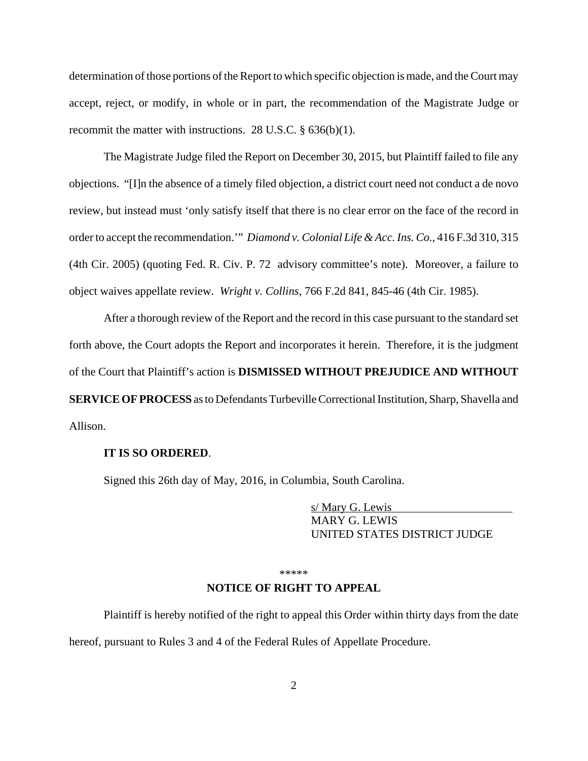determination of those portions of the Report to which specific objection is made, and the Court may accept, reject, or modify, in whole or in part, the recommendation of the Magistrate Judge or recommit the matter with instructions. 28 U.S.C. § 636(b)(1).

The Magistrate Judge filed the Report on December 30, 2015, but Plaintiff failed to file any objections. "[I]n the absence of a timely filed objection, a district court need not conduct a de novo review, but instead must 'only satisfy itself that there is no clear error on the face of the record in order to accept the recommendation.'" *Diamond v. Colonial Life & Acc. Ins. Co.*, 416 F.3d 310, 315 (4th Cir. 2005) (quoting Fed. R. Civ. P. 72 advisory committee's note). Moreover, a failure to object waives appellate review. *Wright v. Collins*, 766 F.2d 841, 845-46 (4th Cir. 1985).

After a thorough review of the Report and the record in this case pursuant to the standard set forth above, the Court adopts the Report and incorporates it herein. Therefore, it is the judgment of the Court that Plaintiff's action is **DISMISSED WITHOUT PREJUDICE AND WITHOUT SERVICE OF PROCESS** as to Defendants Turbeville Correctional Institution, Sharp, Shavella and Allison.

**IT IS SO ORDERED**.

Signed this 26th day of May, 2016, in Columbia, South Carolina.

s/ Mary G. Lewis
MARY G. LEWIS
UNITED STATES DISTRICT JUDGE

\*\*\*\*\*

**NOTICE OF RIGHT TO APPEAL**

Plaintiff is hereby notified of the right to appeal this Order within thirty days from the date hereof, pursuant to Rules 3 and 4 of the Federal Rules of Appellate Procedure.